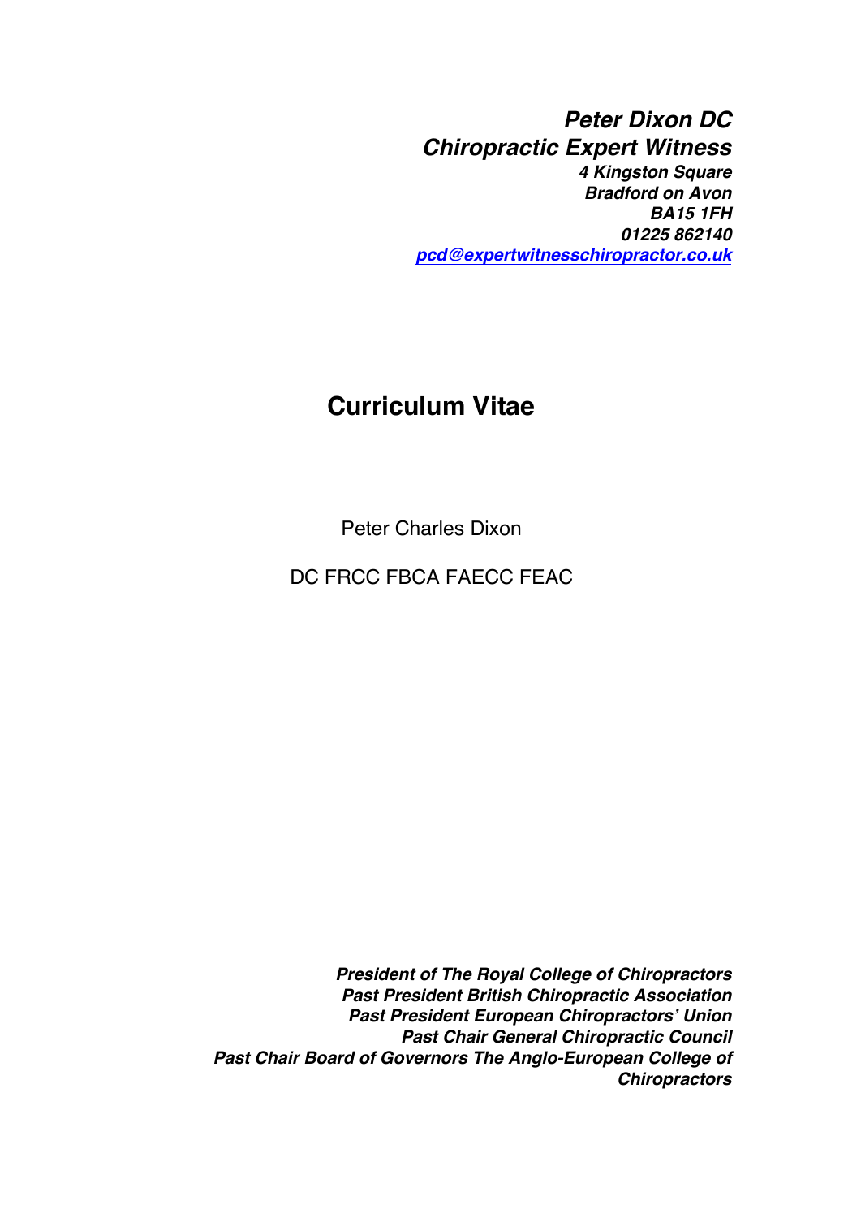***Peter Dixon DC***
***Chiropractic Expert Witness***
***4 Kingston Square***
***Bradford on Avon***
***BA15 1FH***
***01225 862140***
***pcd@expertwitnesschiropractor.co.uk***

# Curriculum Vitae

Peter Charles Dixon

DC FRCC FBCA FAECC FEAC

***President of The Royal College of Chiropractors***
***Past President British Chiropractic Association***
***Past President European Chiropractors' Union***
***Past Chair General Chiropractic Council***
***Past Chair Board of Governors The Anglo-European College of Chiropractors***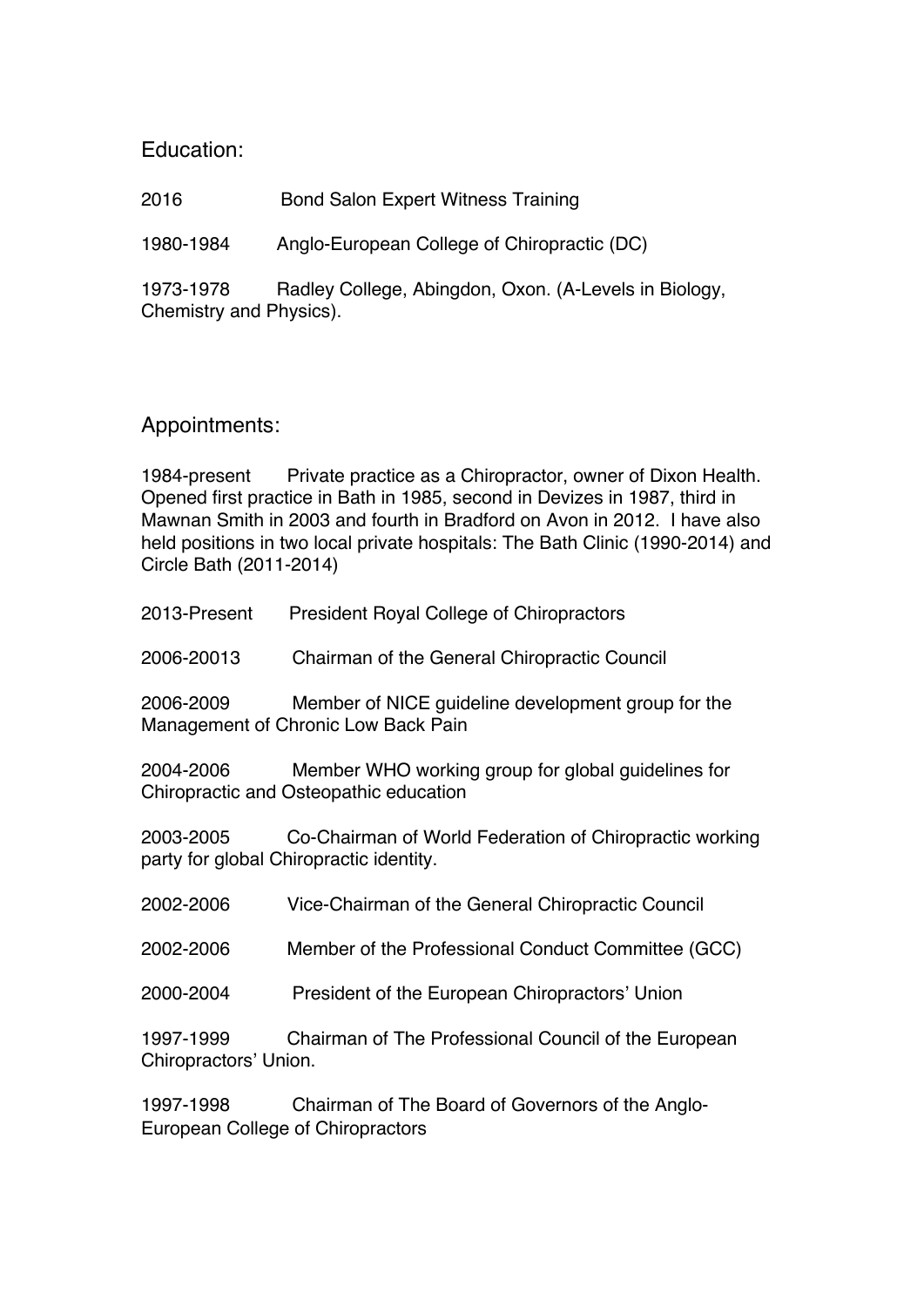## Education:

2016 Bond Salon Expert Witness Training

1980-1984 Anglo-European College of Chiropractic (DC)

1973-1978 Radley College, Abingdon, Oxon. (A-Levels in Biology, Chemistry and Physics).

## Appointments:

1984-present Private practice as a Chiropractor, owner of Dixon Health. Opened first practice in Bath in 1985, second in Devizes in 1987, third in Mawnan Smith in 2003 and fourth in Bradford on Avon in 2012. I have also held positions in two local private hospitals: The Bath Clinic (1990-2014) and Circle Bath (2011-2014)

2013-Present President Royal College of Chiropractors

2006-20013 Chairman of the General Chiropractic Council

2006-2009 Member of NICE guideline development group for the Management of Chronic Low Back Pain

2004-2006 Member WHO working group for global guidelines for Chiropractic and Osteopathic education

2003-2005 Co-Chairman of World Federation of Chiropractic working party for global Chiropractic identity.

2002-2006 Vice-Chairman of the General Chiropractic Council

2002-2006 Member of the Professional Conduct Committee (GCC)

2000-2004 President of the European Chiropractors' Union

1997-1999 Chairman of The Professional Council of the European Chiropractors' Union.

1997-1998 Chairman of The Board of Governors of the Anglo-European College of Chiropractors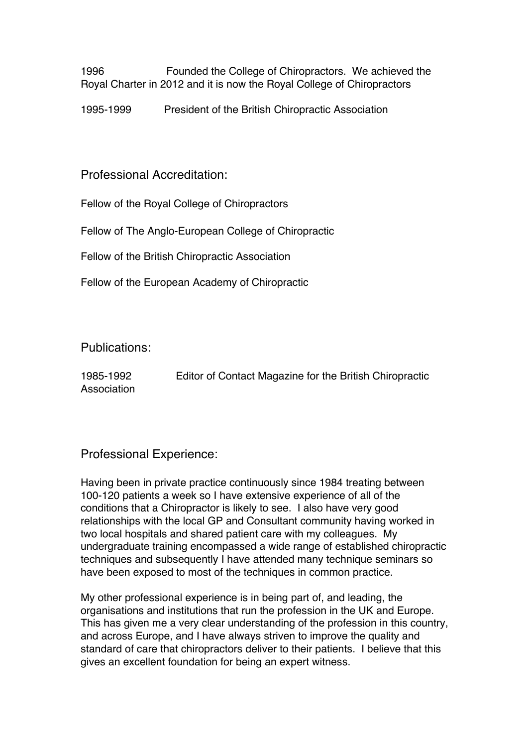1996 Founded the College of Chiropractors. We achieved the Royal Charter in 2012 and it is now the Royal College of Chiropractors

1995-1999 President of the British Chiropractic Association

## Professional Accreditation:

Fellow of the Royal College of Chiropractors

Fellow of The Anglo-European College of Chiropractic

Fellow of the British Chiropractic Association

Fellow of the European Academy of Chiropractic

## Publications:

1985-1992 Editor of Contact Magazine for the British Chiropractic Association

## Professional Experience:

Having been in private practice continuously since 1984 treating between 100-120 patients a week so I have extensive experience of all of the conditions that a Chiropractor is likely to see. I also have very good relationships with the local GP and Consultant community having worked in two local hospitals and shared patient care with my colleagues. My undergraduate training encompassed a wide range of established chiropractic techniques and subsequently I have attended many technique seminars so have been exposed to most of the techniques in common practice.

My other professional experience is in being part of, and leading, the organisations and institutions that run the profession in the UK and Europe. This has given me a very clear understanding of the profession in this country, and across Europe, and I have always striven to improve the quality and standard of care that chiropractors deliver to their patients. I believe that this gives an excellent foundation for being an expert witness.